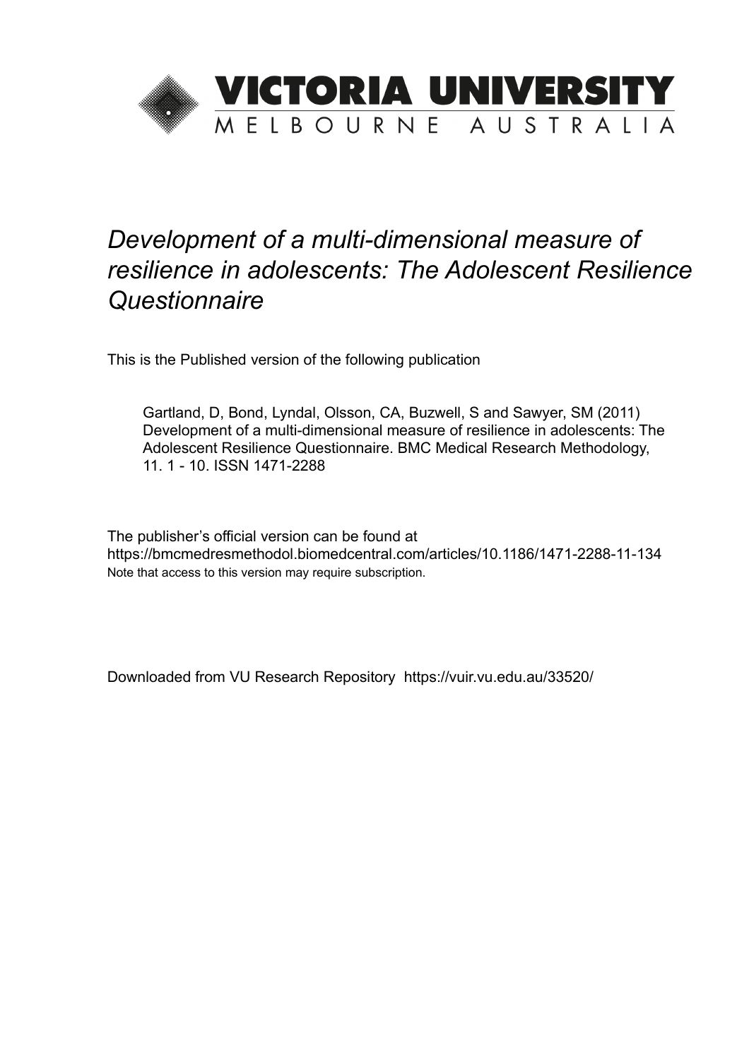# VICTORIA UNIVERSITY

MELBOURNE AUSTRALIA

*Development of a multi-dimensional measure of resilience in adolescents: The Adolescent Resilience Questionnaire*

This is the Published version of the following publication

Gartland, D, Bond, Lyndal, Olsson, CA, Buzwell, S and Sawyer, SM (2011) Development of a multi-dimensional measure of resilience in adolescents: The Adolescent Resilience Questionnaire. BMC Medical Research Methodology, 11. 1 - 10. ISSN 1471-2288

The publisher's official version can be found at
https://bmcmedresmethodol.biomedcentral.com/articles/10.1186/1471-2288-11-134
Note that access to this version may require subscription.

Downloaded from VU Research Repository https://vuir.vu.edu.au/33520/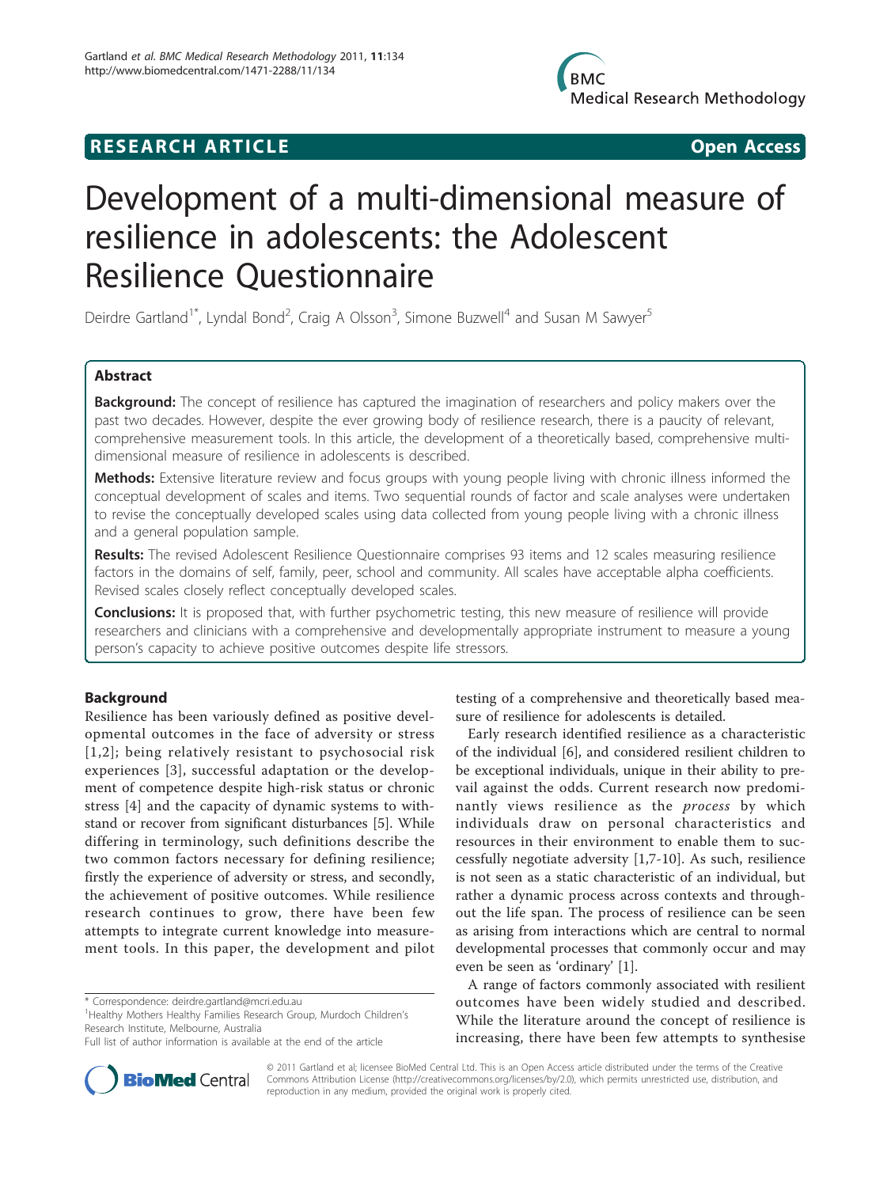# Development of a multi-dimensional measure of resilience in adolescents: the Adolescent Resilience Questionnaire

Deirdre Gartland[1*], Lyndal Bond[2], Craig A Olsson[3], Simone Buzwell[4] and Susan M Sawyer[5]

## Abstract

**Background:** The concept of resilience has captured the imagination of researchers and policy makers over the past two decades. However, despite the ever growing body of resilience research, there is a paucity of relevant, comprehensive measurement tools. In this article, the development of a theoretically based, comprehensive multi-dimensional measure of resilience in adolescents is described.

**Methods:** Extensive literature review and focus groups with young people living with chronic illness informed the conceptual development of scales and items. Two sequential rounds of factor and scale analyses were undertaken to revise the conceptually developed scales using data collected from young people living with a chronic illness and a general population sample.

**Results:** The revised Adolescent Resilience Questionnaire comprises 93 items and 12 scales measuring resilience factors in the domains of self, family, peer, school and community. All scales have acceptable alpha coefficients. Revised scales closely reflect conceptually developed scales.

**Conclusions:** It is proposed that, with further psychometric testing, this new measure of resilience will provide researchers and clinicians with a comprehensive and developmentally appropriate instrument to measure a young person's capacity to achieve positive outcomes despite life stressors.

## Background

Resilience has been variously defined as positive developmental outcomes in the face of adversity or stress [1,2]; being relatively resistant to psychosocial risk experiences [3], successful adaptation or the development of competence despite high-risk status or chronic stress [4] and the capacity of dynamic systems to withstand or recover from significant disturbances [5]. While differing in terminology, such definitions describe the two common factors necessary for defining resilience; firstly the experience of adversity or stress, and secondly, the achievement of positive outcomes. While resilience research continues to grow, there have been few attempts to integrate current knowledge into measurement tools. In this paper, the development and pilot testing of a comprehensive and theoretically based measure of resilience for adolescents is detailed.

Early research identified resilience as a characteristic of the individual [6], and considered resilient children to be exceptional individuals, unique in their ability to prevail against the odds. Current research now predominantly views resilience as the *process* by which individuals draw on personal characteristics and resources in their environment to enable them to successfully negotiate adversity [1,7-10]. As such, resilience is not seen as a static characteristic of an individual, but rather a dynamic process across contexts and throughout the life span. The process of resilience can be seen as arising from interactions which are central to normal developmental processes that commonly occur and may even be seen as 'ordinary' [1].

A range of factors commonly associated with resilient outcomes have been widely studied and described. While the literature around the concept of resilience is increasing, there have been few attempts to synthesise

\* Correspondence: deirdre.gartland@mcri.edu.au
[1]Healthy Mothers Healthy Families Research Group, Murdoch Children's Research Institute, Melbourne, Australia
Full list of author information is available at the end of the article

© 2011 Gartland et al; licensee BioMed Central Ltd. This is an Open Access article distributed under the terms of the Creative Commons Attribution License (http://creativecommons.org/licenses/by/2.0), which permits unrestricted use, distribution, and reproduction in any medium, provided the original work is properly cited.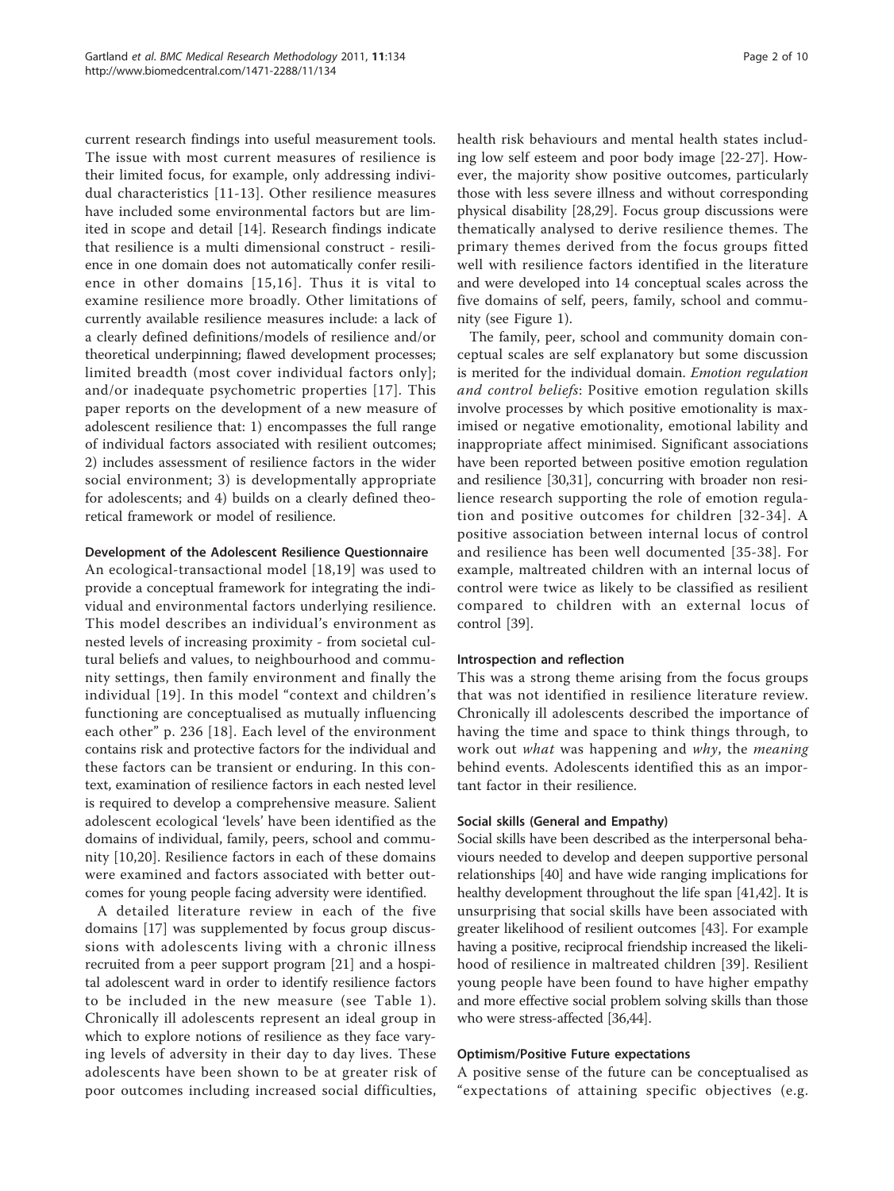current research findings into useful measurement tools. The issue with most current measures of resilience is their limited focus, for example, only addressing individual characteristics [11-13]. Other resilience measures have included some environmental factors but are limited in scope and detail [14]. Research findings indicate that resilience is a multi dimensional construct - resilience in one domain does not automatically confer resilience in other domains [15,16]. Thus it is vital to examine resilience more broadly. Other limitations of currently available resilience measures include: a lack of a clearly defined definitions/models of resilience and/or theoretical underpinning; flawed development processes; limited breadth (most cover individual factors only]; and/or inadequate psychometric properties [17]. This paper reports on the development of a new measure of adolescent resilience that: 1) encompasses the full range of individual factors associated with resilient outcomes; 2) includes assessment of resilience factors in the wider social environment; 3) is developmentally appropriate for adolescents; and 4) builds on a clearly defined theoretical framework or model of resilience.

### Development of the Adolescent Resilience Questionnaire

An ecological-transactional model [18,19] was used to provide a conceptual framework for integrating the individual and environmental factors underlying resilience. This model describes an individual's environment as nested levels of increasing proximity - from societal cultural beliefs and values, to neighbourhood and community settings, then family environment and finally the individual [19]. In this model "context and children's functioning are conceptualised as mutually influencing each other" p. 236 [18]. Each level of the environment contains risk and protective factors for the individual and these factors can be transient or enduring. In this context, examination of resilience factors in each nested level is required to develop a comprehensive measure. Salient adolescent ecological 'levels' have been identified as the domains of individual, family, peers, school and community [10,20]. Resilience factors in each of these domains were examined and factors associated with better outcomes for young people facing adversity were identified.

A detailed literature review in each of the five domains [17] was supplemented by focus group discussions with adolescents living with a chronic illness recruited from a peer support program [21] and a hospital adolescent ward in order to identify resilience factors to be included in the new measure (see Table 1). Chronically ill adolescents represent an ideal group in which to explore notions of resilience as they face varying levels of adversity in their day to day lives. These adolescents have been shown to be at greater risk of poor outcomes including increased social difficulties, health risk behaviours and mental health states including low self esteem and poor body image [22-27]. However, the majority show positive outcomes, particularly those with less severe illness and without corresponding physical disability [28,29]. Focus group discussions were thematically analysed to derive resilience themes. The primary themes derived from the focus groups fitted well with resilience factors identified in the literature and were developed into 14 conceptual scales across the five domains of self, peers, family, school and community (see Figure 1).

The family, peer, school and community domain conceptual scales are self explanatory but some discussion is merited for the individual domain. *Emotion regulation and control beliefs*: Positive emotion regulation skills involve processes by which positive emotionality is maximised or negative emotionality, emotional lability and inappropriate affect minimised. Significant associations have been reported between positive emotion regulation and resilience [30,31], concurring with broader non resilience research supporting the role of emotion regulation and positive outcomes for children [32-34]. A positive association between internal locus of control and resilience has been well documented [35-38]. For example, maltreated children with an internal locus of control were twice as likely to be classified as resilient compared to children with an external locus of control [39].

### Introspection and reflection

This was a strong theme arising from the focus groups that was not identified in resilience literature review. Chronically ill adolescents described the importance of having the time and space to think things through, to work out *what* was happening and *why*, the *meaning* behind events. Adolescents identified this as an important factor in their resilience.

### Social skills (General and Empathy)

Social skills have been described as the interpersonal behaviours needed to develop and deepen supportive personal relationships [40] and have wide ranging implications for healthy development throughout the life span [41,42]. It is unsurprising that social skills have been associated with greater likelihood of resilient outcomes [43]. For example having a positive, reciprocal friendship increased the likelihood of resilience in maltreated children [39]. Resilient young people have been found to have higher empathy and more effective social problem solving skills than those who were stress-affected [36,44].

### Optimism/Positive Future expectations

A positive sense of the future can be conceptualised as "expectations of attaining specific objectives (e.g.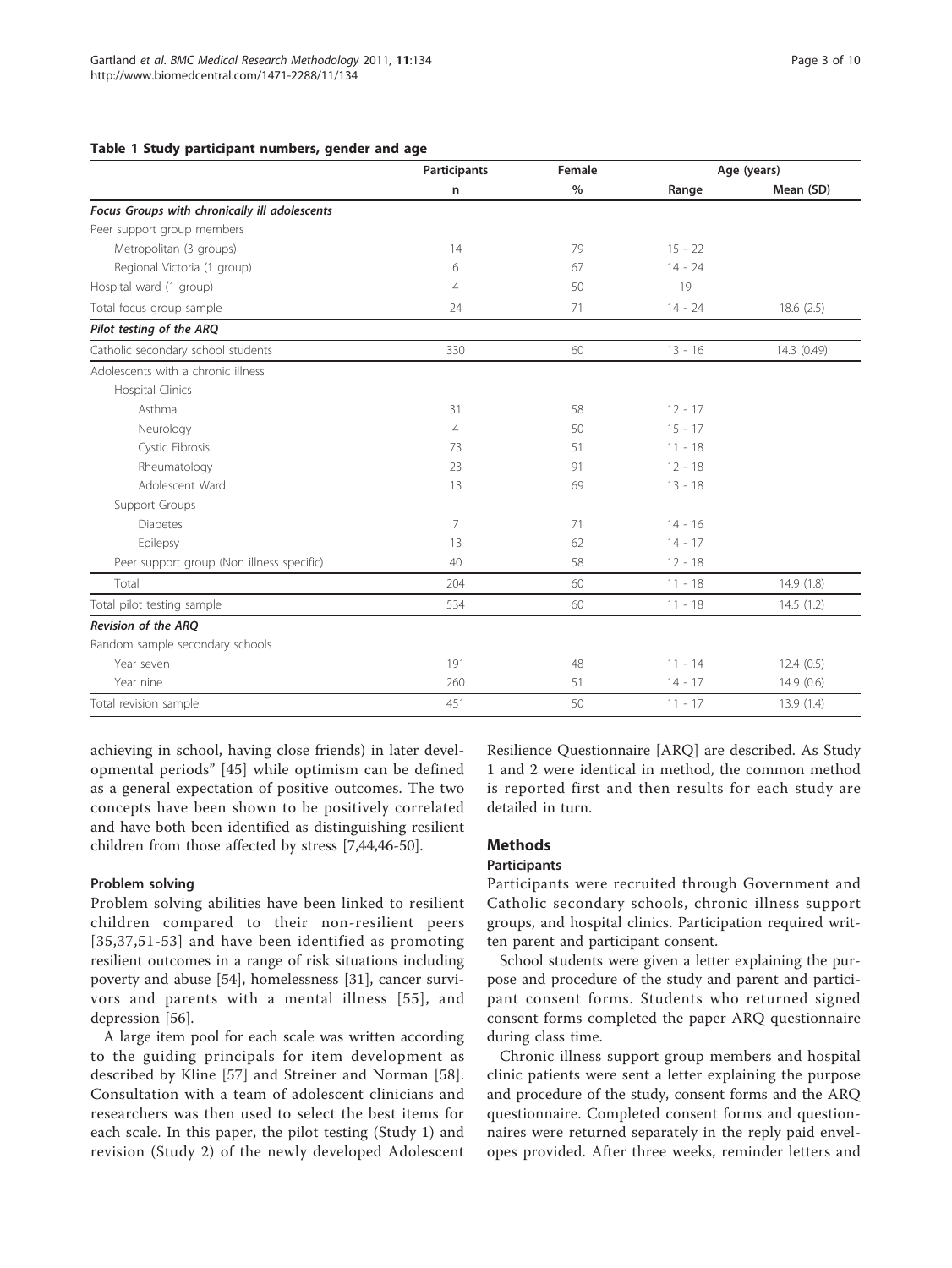**Table 1 Study participant numbers, gender and age**

| | Participants | Female | Age (years) | |
|---|---|---|---|---|
| | n | % | Range | Mean (SD) |
| ***Focus Groups with chronically ill adolescents*** | | | | |
| Peer support group members | | | | |
| Metropolitan (3 groups) | 14 | 79 | 15 - 22 | |
| Regional Victoria (1 group) | 6 | 67 | 14 - 24 | |
| Hospital ward (1 group) | 4 | 50 | 19 | |
| Total focus group sample | 24 | 71 | 14 - 24 | 18.6 (2.5) |
| ***Pilot testing of the ARQ*** | | | | |
| Catholic secondary school students | 330 | 60 | 13 - 16 | 14.3 (0.49) |
| Adolescents with a chronic illness | | | | |
| Hospital Clinics | | | | |
| Asthma | 31 | 58 | 12 - 17 | |
| Neurology | 4 | 50 | 15 - 17 | |
| Cystic Fibrosis | 73 | 51 | 11 - 18 | |
| Rheumatology | 23 | 91 | 12 - 18 | |
| Adolescent Ward | 13 | 69 | 13 - 18 | |
| Support Groups | | | | |
| Diabetes | 7 | 71 | 14 - 16 | |
| Epilepsy | 13 | 62 | 14 - 17 | |
| Peer support group (Non illness specific) | 40 | 58 | 12 - 18 | |
| Total | 204 | 60 | 11 - 18 | 14.9 (1.8) |
| Total pilot testing sample | 534 | 60 | 11 - 18 | 14.5 (1.2) |
| ***Revision of the ARQ*** | | | | |
| Random sample secondary schools | | | | |
| Year seven | 191 | 48 | 11 - 14 | 12.4 (0.5) |
| Year nine | 260 | 51 | 14 - 17 | 14.9 (0.6) |
| Total revision sample | 451 | 50 | 11 - 17 | 13.9 (1.4) |

achieving in school, having close friends) in later developmental periods" [45] while optimism can be defined as a general expectation of positive outcomes. The two concepts have been shown to be positively correlated and have both been identified as distinguishing resilient children from those affected by stress [7,44,46-50].

#### Problem solving

Problem solving abilities have been linked to resilient children compared to their non-resilient peers [35,37,51-53] and have been identified as promoting resilient outcomes in a range of risk situations including poverty and abuse [54], homelessness [31], cancer survivors and parents with a mental illness [55], and depression [56].

A large item pool for each scale was written according to the guiding principals for item development as described by Kline [57] and Streiner and Norman [58]. Consultation with a team of adolescent clinicians and researchers was then used to select the best items for each scale. In this paper, the pilot testing (Study 1) and revision (Study 2) of the newly developed Adolescent Resilience Questionnaire [ARQ] are described. As Study 1 and 2 were identical in method, the common method is reported first and then results for each study are detailed in turn.

## Methods

### Participants

Participants were recruited through Government and Catholic secondary schools, chronic illness support groups, and hospital clinics. Participation required written parent and participant consent.

School students were given a letter explaining the purpose and procedure of the study and parent and participant consent forms. Students who returned signed consent forms completed the paper ARQ questionnaire during class time.

Chronic illness support group members and hospital clinic patients were sent a letter explaining the purpose and procedure of the study, consent forms and the ARQ questionnaire. Completed consent forms and questionnaires were returned separately in the reply paid envelopes provided. After three weeks, reminder letters and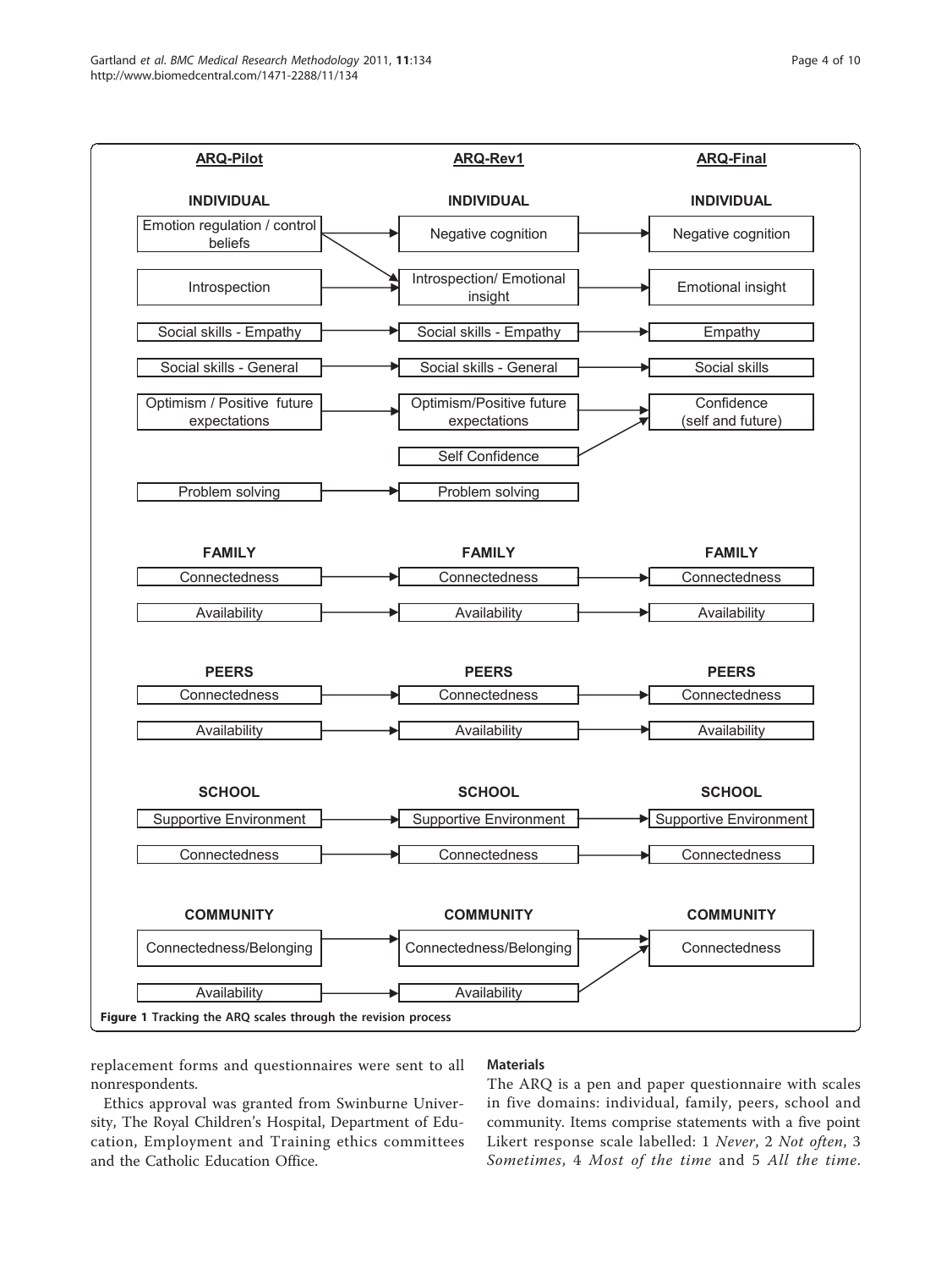ARQ-Pilot

ARQ-Rev1

ARQ-Final

INDIVIDUAL

Emotion regulation / control beliefs

Introspection

Social skills - Empathy

Social skills - General

Optimism / Positive future expectations

Problem solving

Negative cognition

Introspection/ Emotional insight

Social skills - Empathy

Social skills - General

Optimism/Positive future expectations

Self Confidence

Problem solving

Negative cognition

Emotional insight

Empathy

Social skills

Confidence (self and future)

FAMILY

Connectedness

Availability

PEERS

Connectedness

Availability

SCHOOL

Supportive Environment

Connectedness

COMMUNITY

Connectedness/Belonging

Availability

Connectedness

**Figure 1 Tracking the ARQ scales through the revision process**

replacement forms and questionnaires were sent to all nonrespondents.

Ethics approval was granted from Swinburne University, The Royal Children's Hospital, Department of Education, Employment and Training ethics committees and the Catholic Education Office.

### Materials

The ARQ is a pen and paper questionnaire with scales in five domains: individual, family, peers, school and community. Items comprise statements with a five point Likert response scale labelled: 1 *Never*, 2 *Not often*, 3 *Sometimes*, 4 *Most of the time* and 5 *All the time*.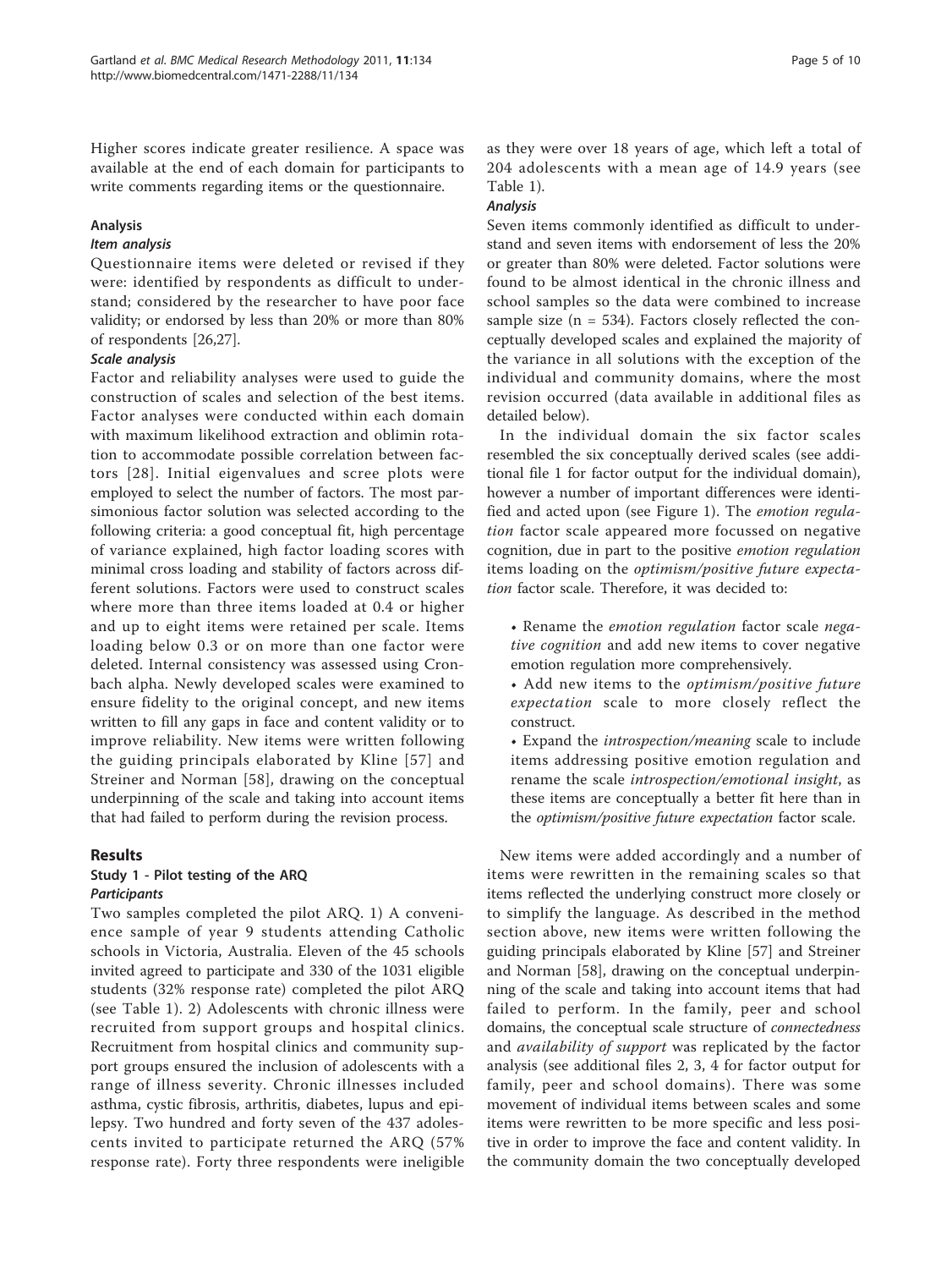Higher scores indicate greater resilience. A space was available at the end of each domain for participants to write comments regarding items or the questionnaire.

### Analysis

#### *Item analysis*

Questionnaire items were deleted or revised if they were: identified by respondents as difficult to understand; considered by the researcher to have poor face validity; or endorsed by less than 20% or more than 80% of respondents [26,27].

#### *Scale analysis*

Factor and reliability analyses were used to guide the construction of scales and selection of the best items. Factor analyses were conducted within each domain with maximum likelihood extraction and oblimin rotation to accommodate possible correlation between factors [28]. Initial eigenvalues and scree plots were employed to select the number of factors. The most parsimonious factor solution was selected according to the following criteria: a good conceptual fit, high percentage of variance explained, high factor loading scores with minimal cross loading and stability of factors across different solutions. Factors were used to construct scales where more than three items loaded at 0.4 or higher and up to eight items were retained per scale. Items loading below 0.3 or on more than one factor were deleted. Internal consistency was assessed using Cronbach alpha. Newly developed scales were examined to ensure fidelity to the original concept, and new items written to fill any gaps in face and content validity or to improve reliability. New items were written following the guiding principals elaborated by Kline [57] and Streiner and Norman [58], drawing on the conceptual underpinning of the scale and taking into account items that had failed to perform during the revision process.

## Results

### Study 1 - Pilot testing of the ARQ

#### *Participants*

Two samples completed the pilot ARQ. 1) A convenience sample of year 9 students attending Catholic schools in Victoria, Australia. Eleven of the 45 schools invited agreed to participate and 330 of the 1031 eligible students (32% response rate) completed the pilot ARQ (see Table 1). 2) Adolescents with chronic illness were recruited from support groups and hospital clinics. Recruitment from hospital clinics and community support groups ensured the inclusion of adolescents with a range of illness severity. Chronic illnesses included asthma, cystic fibrosis, arthritis, diabetes, lupus and epilepsy. Two hundred and forty seven of the 437 adolescents invited to participate returned the ARQ (57% response rate). Forty three respondents were ineligible as they were over 18 years of age, which left a total of 204 adolescents with a mean age of 14.9 years (see Table 1).

#### *Analysis*

Seven items commonly identified as difficult to understand and seven items with endorsement of less the 20% or greater than 80% were deleted. Factor solutions were found to be almost identical in the chronic illness and school samples so the data were combined to increase sample size (n = 534). Factors closely reflected the conceptually developed scales and explained the majority of the variance in all solutions with the exception of the individual and community domains, where the most revision occurred (data available in additional files as detailed below).

In the individual domain the six factor scales resembled the six conceptually derived scales (see additional file 1 for factor output for the individual domain), however a number of important differences were identified and acted upon (see Figure 1). The *emotion regulation* factor scale appeared more focussed on negative cognition, due in part to the positive *emotion regulation* items loading on the *optimism/positive future expectation* factor scale. Therefore, it was decided to:

- Rename the *emotion regulation* factor scale *negative cognition* and add new items to cover negative emotion regulation more comprehensively.
- Add new items to the *optimism/positive future expectation* scale to more closely reflect the construct.
- Expand the *introspection/meaning* scale to include items addressing positive emotion regulation and rename the scale *introspection/emotional insight*, as these items are conceptually a better fit here than in the *optimism/positive future expectation* factor scale.

New items were added accordingly and a number of items were rewritten in the remaining scales so that items reflected the underlying construct more closely or to simplify the language. As described in the method section above, new items were written following the guiding principals elaborated by Kline [57] and Streiner and Norman [58], drawing on the conceptual underpinning of the scale and taking into account items that had failed to perform. In the family, peer and school domains, the conceptual scale structure of *connectedness* and *availability of support* was replicated by the factor analysis (see additional files 2, 3, 4 for factor output for family, peer and school domains). There was some movement of individual items between scales and some items were rewritten to be more specific and less positive in order to improve the face and content validity. In the community domain the two conceptually developed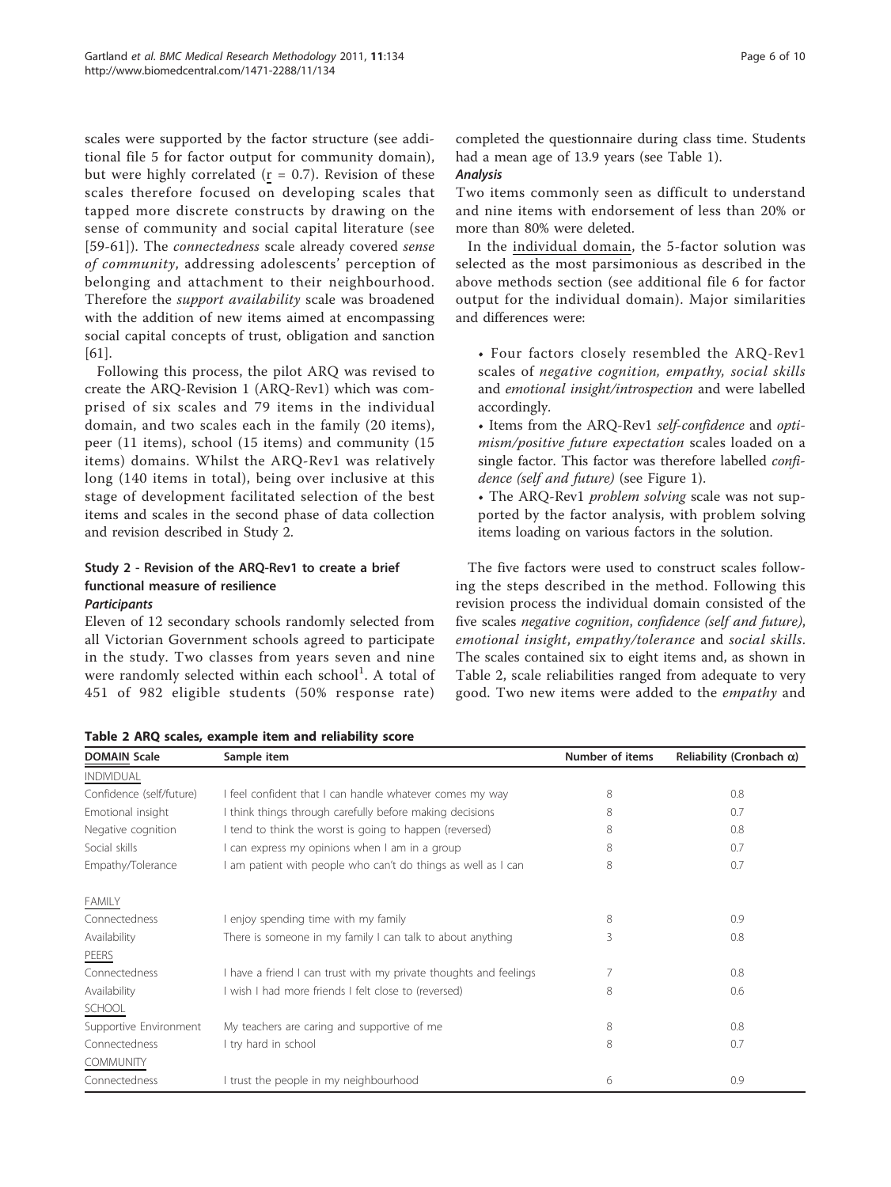scales were supported by the factor structure (see additional file 5 for factor output for community domain), but were highly correlated ($r = 0.7$). Revision of these scales therefore focused on developing scales that tapped more discrete constructs by drawing on the sense of community and social capital literature (see [59-61]). The *connectedness* scale already covered *sense of community*, addressing adolescents' perception of belonging and attachment to their neighbourhood. Therefore the *support availability* scale was broadened with the addition of new items aimed at encompassing social capital concepts of trust, obligation and sanction [61].

Following this process, the pilot ARQ was revised to create the ARQ-Revision 1 (ARQ-Rev1) which was comprised of six scales and 79 items in the individual domain, and two scales each in the family (20 items), peer (11 items), school (15 items) and community (15 items) domains. Whilst the ARQ-Rev1 was relatively long (140 items in total), being over inclusive at this stage of development facilitated selection of the best items and scales in the second phase of data collection and revision described in Study 2.

## Study 2 - Revision of the ARQ-Rev1 to create a brief functional measure of resilience

### Participants

Eleven of 12 secondary schools randomly selected from all Victorian Government schools agreed to participate in the study. Two classes from years seven and nine were randomly selected within each school[1]. A total of 451 of 982 eligible students (50% response rate) completed the questionnaire during class time. Students had a mean age of 13.9 years (see Table 1).

### Analysis

Two items commonly seen as difficult to understand and nine items with endorsement of less than 20% or more than 80% were deleted.

In the individual domain, the 5-factor solution was selected as the most parsimonious as described in the above methods section (see additional file 6 for factor output for the individual domain). Major similarities and differences were:

- Four factors closely resembled the ARQ-Rev1 scales of *negative cognition, empathy, social skills* and *emotional insight/introspection* and were labelled accordingly.
- Items from the ARQ-Rev1 *self-confidence* and *optimism/positive future expectation* scales loaded on a single factor. This factor was therefore labelled *confidence (self and future)* (see Figure 1).
- The ARQ-Rev1 *problem solving* scale was not supported by the factor analysis, with problem solving items loading on various factors in the solution.

The five factors were used to construct scales following the steps described in the method. Following this revision process the individual domain consisted of the five scales *negative cognition*, *confidence (self and future)*, *emotional insight*, *empathy/tolerance* and *social skills*. The scales contained six to eight items and, as shown in Table 2, scale reliabilities ranged from adequate to very good. Two new items were added to the *empathy* and

**Table 2 ARQ scales, example item and reliability score**

| DOMAIN Scale | Sample item | Number of items | Reliability (Cronbach α) |
|---|---|---|---|
| INDIVIDUAL | | | |
| Confidence (self/future) | I feel confident that I can handle whatever comes my way | 8 | 0.8 |
| Emotional insight | I think things through carefully before making decisions | 8 | 0.7 |
| Negative cognition | I tend to think the worst is going to happen (reversed) | 8 | 0.8 |
| Social skills | I can express my opinions when I am in a group | 8 | 0.7 |
| Empathy/Tolerance | I am patient with people who can't do things as well as I can | 8 | 0.7 |
| FAMILY | | | |
| Connectedness | I enjoy spending time with my family | 8 | 0.9 |
| Availability | There is someone in my family I can talk to about anything | 3 | 0.8 |
| PEERS | | | |
| Connectedness | I have a friend I can trust with my private thoughts and feelings | 7 | 0.8 |
| Availability | I wish I had more friends I felt close to (reversed) | 8 | 0.6 |
| SCHOOL | | | |
| Supportive Environment | My teachers are caring and supportive of me | 8 | 0.8 |
| Connectedness | I try hard in school | 8 | 0.7 |
| COMMUNITY | | | |
| Connectedness | I trust the people in my neighbourhood | 6 | 0.9 |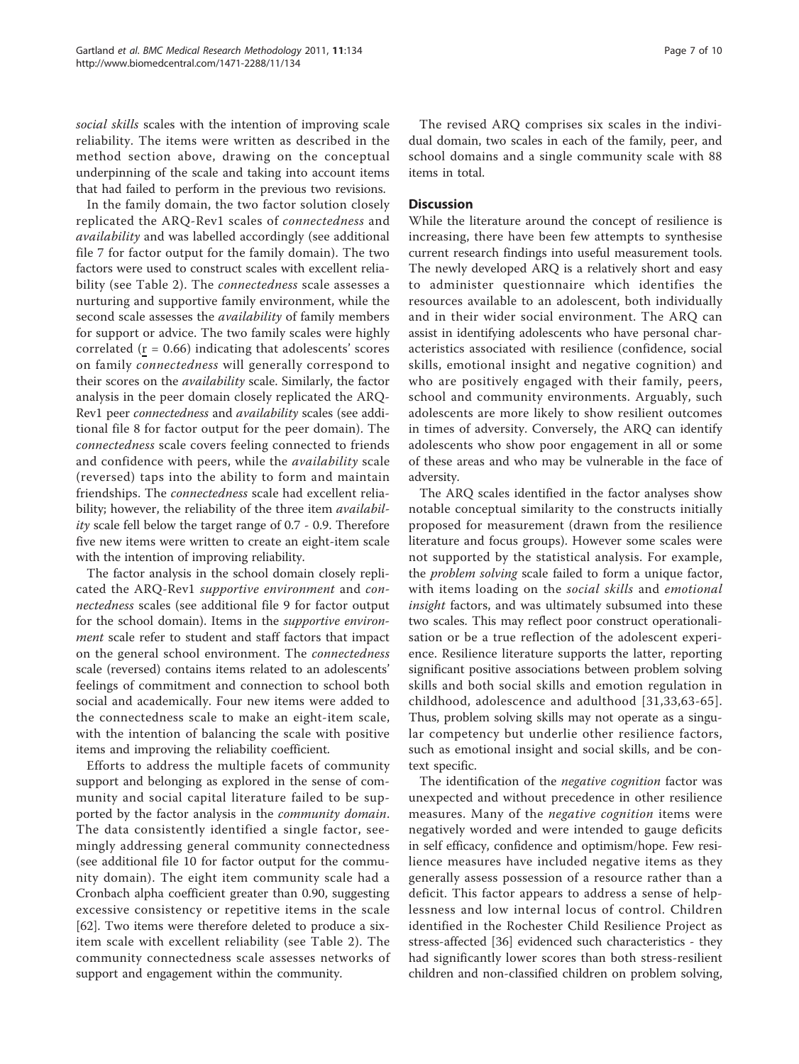*social skills* scales with the intention of improving scale reliability. The items were written as described in the method section above, drawing on the conceptual underpinning of the scale and taking into account items that had failed to perform in the previous two revisions.

In the family domain, the two factor solution closely replicated the ARQ-Rev1 scales of *connectedness* and *availability* and was labelled accordingly (see additional file 7 for factor output for the family domain). The two factors were used to construct scales with excellent reliability (see Table 2). The *connectedness* scale assesses a nurturing and supportive family environment, while the second scale assesses the *availability* of family members for support or advice. The two family scales were highly correlated ($r$ = 0.66) indicating that adolescents' scores on family *connectedness* will generally correspond to their scores on the *availability* scale. Similarly, the factor analysis in the peer domain closely replicated the ARQ-Rev1 peer *connectedness* and *availability* scales (see additional file 8 for factor output for the peer domain). The *connectedness* scale covers feeling connected to friends and confidence with peers, while the *availability* scale (reversed) taps into the ability to form and maintain friendships. The *connectedness* scale had excellent reliability; however, the reliability of the three item *availability* scale fell below the target range of 0.7 - 0.9. Therefore five new items were written to create an eight-item scale with the intention of improving reliability.

The factor analysis in the school domain closely replicated the ARQ-Rev1 *supportive environment* and *connectedness* scales (see additional file 9 for factor output for the school domain). Items in the *supportive environment* scale refer to student and staff factors that impact on the general school environment. The *connectedness* scale (reversed) contains items related to an adolescents' feelings of commitment and connection to school both social and academically. Four new items were added to the connectedness scale to make an eight-item scale, with the intention of balancing the scale with positive items and improving the reliability coefficient.

Efforts to address the multiple facets of community support and belonging as explored in the sense of community and social capital literature failed to be supported by the factor analysis in the *community domain*. The data consistently identified a single factor, seemingly addressing general community connectedness (see additional file 10 for factor output for the community domain). The eight item community scale had a Cronbach alpha coefficient greater than 0.90, suggesting excessive consistency or repetitive items in the scale [62]. Two items were therefore deleted to produce a six-item scale with excellent reliability (see Table 2). The community connectedness scale assesses networks of support and engagement within the community.

The revised ARQ comprises six scales in the individual domain, two scales in each of the family, peer, and school domains and a single community scale with 88 items in total.

## Discussion

While the literature around the concept of resilience is increasing, there have been few attempts to synthesise current research findings into useful measurement tools. The newly developed ARQ is a relatively short and easy to administer questionnaire which identifies the resources available to an adolescent, both individually and in their wider social environment. The ARQ can assist in identifying adolescents who have personal characteristics associated with resilience (confidence, social skills, emotional insight and negative cognition) and who are positively engaged with their family, peers, school and community environments. Arguably, such adolescents are more likely to show resilient outcomes in times of adversity. Conversely, the ARQ can identify adolescents who show poor engagement in all or some of these areas and who may be vulnerable in the face of adversity.

The ARQ scales identified in the factor analyses show notable conceptual similarity to the constructs initially proposed for measurement (drawn from the resilience literature and focus groups). However some scales were not supported by the statistical analysis. For example, the *problem solving* scale failed to form a unique factor, with items loading on the *social skills* and *emotional insight* factors, and was ultimately subsumed into these two scales. This may reflect poor construct operationalisation or be a true reflection of the adolescent experience. Resilience literature supports the latter, reporting significant positive associations between problem solving skills and both social skills and emotion regulation in childhood, adolescence and adulthood [31,33,63-65]. Thus, problem solving skills may not operate as a singular competency but underlie other resilience factors, such as emotional insight and social skills, and be context specific.

The identification of the *negative cognition* factor was unexpected and without precedence in other resilience measures. Many of the *negative cognition* items were negatively worded and were intended to gauge deficits in self efficacy, confidence and optimism/hope. Few resilience measures have included negative items as they generally assess possession of a resource rather than a deficit. This factor appears to address a sense of helplessness and low internal locus of control. Children identified in the Rochester Child Resilience Project as stress-affected [36] evidenced such characteristics - they had significantly lower scores than both stress-resilient children and non-classified children on problem solving,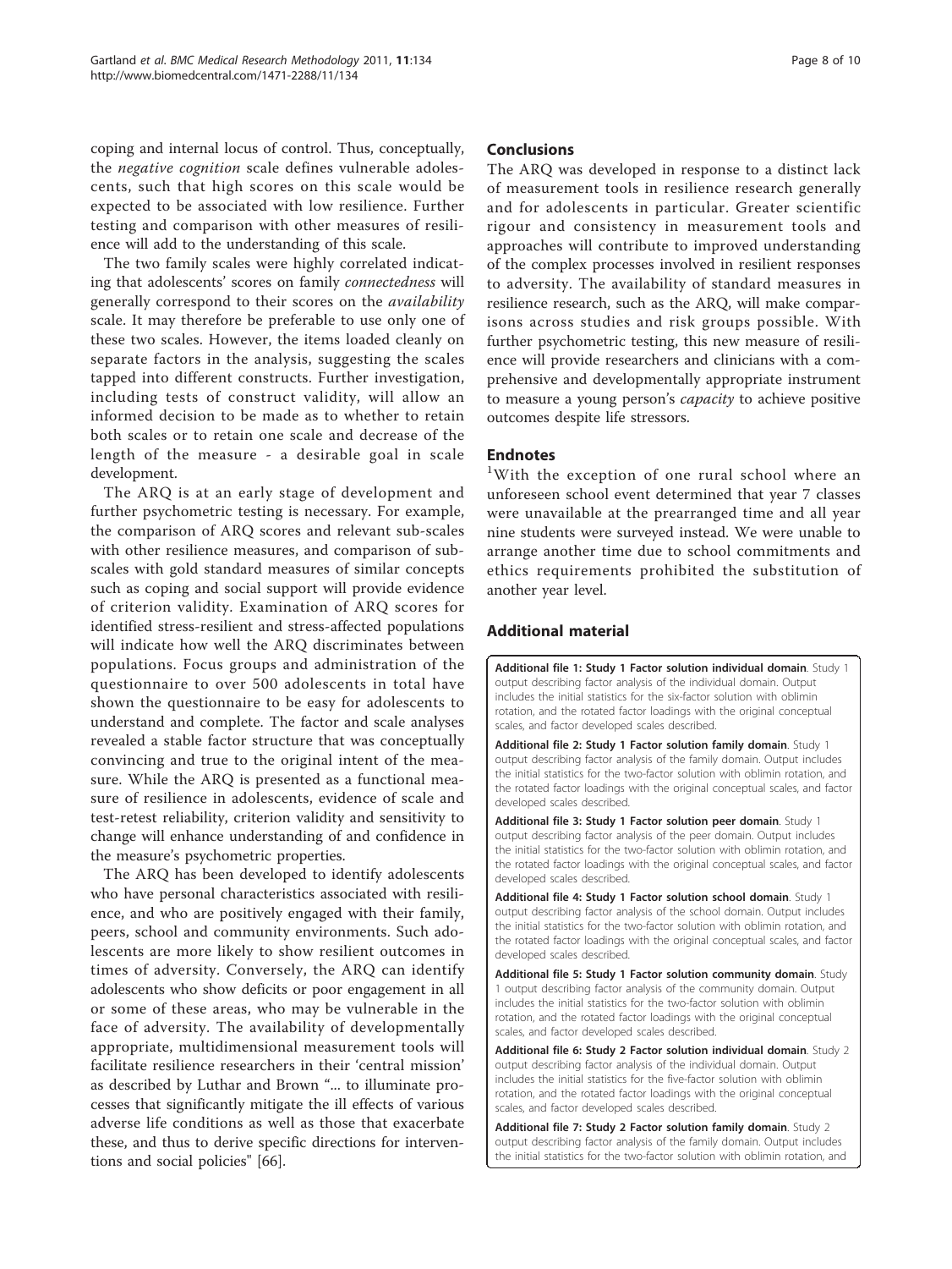coping and internal locus of control. Thus, conceptually, the *negative cognition* scale defines vulnerable adolescents, such that high scores on this scale would be expected to be associated with low resilience. Further testing and comparison with other measures of resilience will add to the understanding of this scale.

The two family scales were highly correlated indicating that adolescents' scores on family *connectedness* will generally correspond to their scores on the *availability* scale. It may therefore be preferable to use only one of these two scales. However, the items loaded cleanly on separate factors in the analysis, suggesting the scales tapped into different constructs. Further investigation, including tests of construct validity, will allow an informed decision to be made as to whether to retain both scales or to retain one scale and decrease of the length of the measure - a desirable goal in scale development.

The ARQ is at an early stage of development and further psychometric testing is necessary. For example, the comparison of ARQ scores and relevant sub-scales with other resilience measures, and comparison of sub-scales with gold standard measures of similar concepts such as coping and social support will provide evidence of criterion validity. Examination of ARQ scores for identified stress-resilient and stress-affected populations will indicate how well the ARQ discriminates between populations. Focus groups and administration of the questionnaire to over 500 adolescents in total have shown the questionnaire to be easy for adolescents to understand and complete. The factor and scale analyses revealed a stable factor structure that was conceptually convincing and true to the original intent of the measure. While the ARQ is presented as a functional measure of resilience in adolescents, evidence of scale and test-retest reliability, criterion validity and sensitivity to change will enhance understanding of and confidence in the measure's psychometric properties.

The ARQ has been developed to identify adolescents who have personal characteristics associated with resilience, and who are positively engaged with their family, peers, school and community environments. Such adolescents are more likely to show resilient outcomes in times of adversity. Conversely, the ARQ can identify adolescents who show deficits or poor engagement in all or some of these areas, who may be vulnerable in the face of adversity. The availability of developmentally appropriate, multidimensional measurement tools will facilitate resilience researchers in their 'central mission' as described by Luthar and Brown "... to illuminate processes that significantly mitigate the ill effects of various adverse life conditions as well as those that exacerbate these, and thus to derive specific directions for interventions and social policies" [66].

## Conclusions

The ARQ was developed in response to a distinct lack of measurement tools in resilience research generally and for adolescents in particular. Greater scientific rigour and consistency in measurement tools and approaches will contribute to improved understanding of the complex processes involved in resilient responses to adversity. The availability of standard measures in resilience research, such as the ARQ, will make comparisons across studies and risk groups possible. With further psychometric testing, this new measure of resilience will provide researchers and clinicians with a comprehensive and developmentally appropriate instrument to measure a young person's *capacity* to achieve positive outcomes despite life stressors.

## Endnotes

[1]With the exception of one rural school where an unforeseen school event determined that year 7 classes were unavailable at the prearranged time and all year nine students were surveyed instead. We were unable to arrange another time due to school commitments and ethics requirements prohibited the substitution of another year level.

## Additional material

**Additional file 1: Study 1 Factor solution individual domain**. Study 1 output describing factor analysis of the individual domain. Output includes the initial statistics for the six-factor solution with oblimin rotation, and the rotated factor loadings with the original conceptual scales, and factor developed scales described.

**Additional file 2: Study 1 Factor solution family domain**. Study 1 output describing factor analysis of the family domain. Output includes the initial statistics for the two-factor solution with oblimin rotation, and the rotated factor loadings with the original conceptual scales, and factor developed scales described.

**Additional file 3: Study 1 Factor solution peer domain**. Study 1 output describing factor analysis of the peer domain. Output includes the initial statistics for the two-factor solution with oblimin rotation, and the rotated factor loadings with the original conceptual scales, and factor developed scales described.

**Additional file 4: Study 1 Factor solution school domain**. Study 1 output describing factor analysis of the school domain. Output includes the initial statistics for the two-factor solution with oblimin rotation, and the rotated factor loadings with the original conceptual scales, and factor developed scales described.

**Additional file 5: Study 1 Factor solution community domain**. Study 1 output describing factor analysis of the community domain. Output includes the initial statistics for the two-factor solution with oblimin rotation, and the rotated factor loadings with the original conceptual scales, and factor developed scales described.

**Additional file 6: Study 2 Factor solution individual domain**. Study 2 output describing factor analysis of the individual domain. Output includes the initial statistics for the five-factor solution with oblimin rotation, and the rotated factor loadings with the original conceptual scales, and factor developed scales described.

**Additional file 7: Study 2 Factor solution family domain**. Study 2 output describing factor analysis of the family domain. Output includes the initial statistics for the two-factor solution with oblimin rotation, and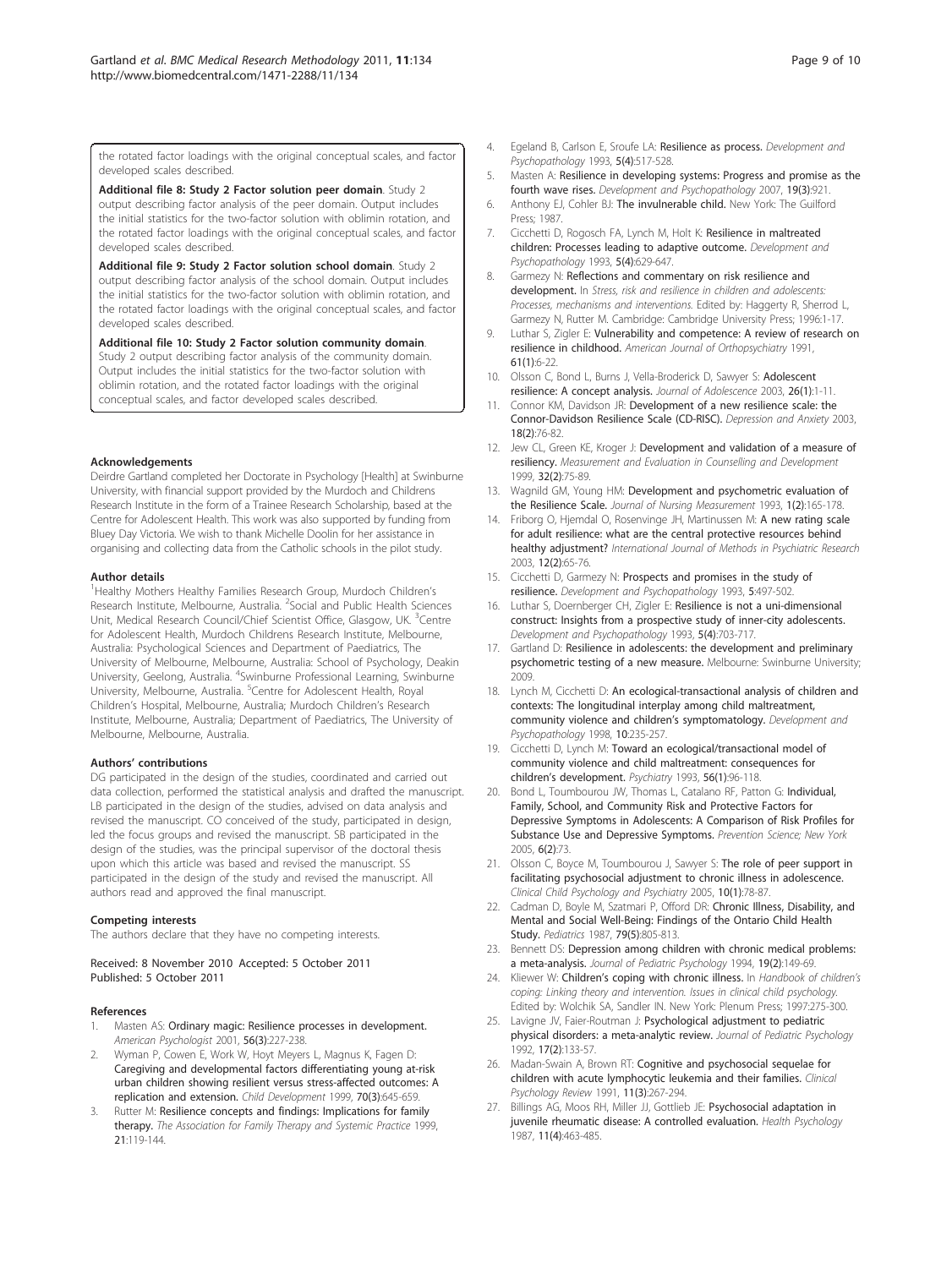the rotated factor loadings with the original conceptual scales, and factor developed scales described.

**Additional file 8: Study 2 Factor solution peer domain**. Study 2 output describing factor analysis of the peer domain. Output includes the initial statistics for the two-factor solution with oblimin rotation, and the rotated factor loadings with the original conceptual scales, and factor developed scales described.

**Additional file 9: Study 2 Factor solution school domain**. Study 2 output describing factor analysis of the school domain. Output includes the initial statistics for the two-factor solution with oblimin rotation, and the rotated factor loadings with the original conceptual scales, and factor developed scales described.

**Additional file 10: Study 2 Factor solution community domain**. Study 2 output describing factor analysis of the community domain. Output includes the initial statistics for the two-factor solution with oblimin rotation, and the rotated factor loadings with the original conceptual scales, and factor developed scales described.

#### Acknowledgements

Deirdre Gartland completed her Doctorate in Psychology [Health] at Swinburne University, with financial support provided by the Murdoch and Childrens Research Institute in the form of a Trainee Research Scholarship, based at the Centre for Adolescent Health. This work was also supported by funding from Bluey Day Victoria. We wish to thank Michelle Doolin for her assistance in organising and collecting data from the Catholic schools in the pilot study.

#### Author details

[1]Healthy Mothers Healthy Families Research Group, Murdoch Children's Research Institute, Melbourne, Australia. [2]Social and Public Health Sciences Unit, Medical Research Council/Chief Scientist Office, Glasgow, UK. [3]Centre for Adolescent Health, Murdoch Childrens Research Institute, Melbourne, Australia: Psychological Sciences and Department of Paediatrics, The University of Melbourne, Melbourne, Australia: School of Psychology, Deakin University, Geelong, Australia. [4]Swinburne Professional Learning, Swinburne University, Melbourne, Australia. [5]Centre for Adolescent Health, Royal Children's Hospital, Melbourne, Australia; Murdoch Children's Research Institute, Melbourne, Australia; Department of Paediatrics, The University of Melbourne, Melbourne, Australia.

#### Authors' contributions

DG participated in the design of the studies, coordinated and carried out data collection, performed the statistical analysis and drafted the manuscript. LB participated in the design of the studies, advised on data analysis and revised the manuscript. CO conceived of the study, participated in design, led the focus groups and revised the manuscript. SB participated in the design of the studies, was the principal supervisor of the doctoral thesis upon which this article was based and revised the manuscript. SS participated in the design of the study and revised the manuscript. All authors read and approved the final manuscript.

#### Competing interests

The authors declare that they have no competing interests.

Received: 8 November 2010 Accepted: 5 October 2011
Published: 5 October 2011

#### References

1. Masten AS: **Ordinary magic: Resilience processes in development.** *American Psychologist* 2001, **56(3)**:227-238.
2. Wyman P, Cowen E, Work W, Hoyt Meyers L, Magnus K, Fagen D: **Caregiving and developmental factors differentiating young at-risk urban children showing resilient versus stress-affected outcomes: A replication and extension.** *Child Development* 1999, **70(3)**:645-659.
3. Rutter M: **Resilience concepts and findings: Implications for family therapy.** *The Association for Family Therapy and Systemic Practice* 1999, **21**:119-144.
4. Egeland B, Carlson E, Sroufe LA: **Resilience as process.** *Development and Psychopathology* 1993, **5(4)**:517-528.
5. Masten A: **Resilience in developing systems: Progress and promise as the fourth wave rises.** *Development and Psychopathology* 2007, **19(3)**:921.
6. Anthony EJ, Cohler BJ: **The invulnerable child.** New York: The Guilford Press; 1987.
7. Cicchetti D, Rogosch FA, Lynch M, Holt K: **Resilience in maltreated children: Processes leading to adaptive outcome.** *Development and Psychopathology* 1993, **5(4)**:629-647.
8. Garmezy N: **Reflections and commentary on risk resilience and development.** In *Stress, risk and resilience in children and adolescents: Processes, mechanisms and interventions.* Edited by: Haggerty R, Sherrod L, Garmezy N, Rutter M. Cambridge: Cambridge University Press; 1996:1-17.
9. Luthar S, Zigler E: **Vulnerability and competence: A review of research on resilience in childhood.** *American Journal of Orthopsychiatry* 1991, **61(1)**:6-22.
10. Olsson C, Bond L, Burns J, Vella-Broderick D, Sawyer S: **Adolescent resilience: A concept analysis.** *Journal of Adolescence* 2003, **26(1)**:1-11.
11. Connor KM, Davidson JR: **Development of a new resilience scale: the Connor-Davidson Resilience Scale (CD-RISC).** *Depression and Anxiety* 2003, **18(2)**:76-82.
12. Jew CL, Green KE, Kroger J: **Development and validation of a measure of resiliency.** *Measurement and Evaluation in Counselling and Development* 1999, **32(2)**:75-89.
13. Wagnild GM, Young HM: **Development and psychometric evaluation of the Resilience Scale.** *Journal of Nursing Measurement* 1993, **1(2)**:165-178.
14. Friborg O, Hjemdal O, Rosenvinge JH, Martinussen M: **A new rating scale for adult resilience: what are the central protective resources behind healthy adjustment?** *International Journal of Methods in Psychiatric Research* 2003, **12(2)**:65-76.
15. Cicchetti D, Garmezy N: **Prospects and promises in the study of resilience.** *Development and Psychopathology* 1993, **5**:497-502.
16. Luthar S, Doernberger CH, Zigler E: **Resilience is not a uni-dimensional construct: Insights from a prospective study of inner-city adolescents.** *Development and Psychopathology* 1993, **5(4)**:703-717.
17. Gartland D: **Resilience in adolescents: the development and preliminary psychometric testing of a new measure.** Melbourne: Swinburne University; 2009.
18. Lynch M, Cicchetti D: **An ecological-transactional analysis of children and contexts: The longitudinal interplay among child maltreatment, community violence and children's symptomatology.** *Development and Psychopathology* 1998, **10**:235-257.
19. Cicchetti D, Lynch M: **Toward an ecological/transactional model of community violence and child maltreatment: consequences for children's development.** *Psychiatry* 1993, **56(1)**:96-118.
20. Bond L, Toumbourou JW, Thomas L, Catalano RF, Patton G: **Individual, Family, School, and Community Risk and Protective Factors for Depressive Symptoms in Adolescents: A Comparison of Risk Profiles for Substance Use and Depressive Symptoms.** *Prevention Science; New York* 2005, **6(2)**:73.
21. Olsson C, Boyce M, Toumbourou J, Sawyer S: **The role of peer support in facilitating psychosocial adjustment to chronic illness in adolescence.** *Clinical Child Psychology and Psychiatry* 2005, **10(1)**:78-87.
22. Cadman D, Boyle M, Szatmari P, Offord DR: **Chronic Illness, Disability, and Mental and Social Well-Being: Findings of the Ontario Child Health Study.** *Pediatrics* 1987, **79(5)**:805-813.
23. Bennett DS: **Depression among children with chronic medical problems: a meta-analysis.** *Journal of Pediatric Psychology* 1994, **19(2)**:149-69.
24. Kliewer W: **Children's coping with chronic illness.** In *Handbook of children's coping: Linking theory and intervention. Issues in clinical child psychology.* Edited by: Wolchik SA, Sandler IN. New York: Plenum Press; 1997:275-300.
25. Lavigne JV, Faier-Routman J: **Psychological adjustment to pediatric physical disorders: a meta-analytic review.** *Journal of Pediatric Psychology* 1992, **17(2)**:133-57.
26. Madan-Swain A, Brown RT: **Cognitive and psychosocial sequelae for children with acute lymphocytic leukemia and their families.** *Clinical Psychology Review* 1991, **11(3)**:267-294.
27. Billings AG, Moos RH, Miller JJ, Gottlieb JE: **Psychosocial adaptation in juvenile rheumatic disease: A controlled evaluation.** *Health Psychology* 1987, **11(4)**:463-485.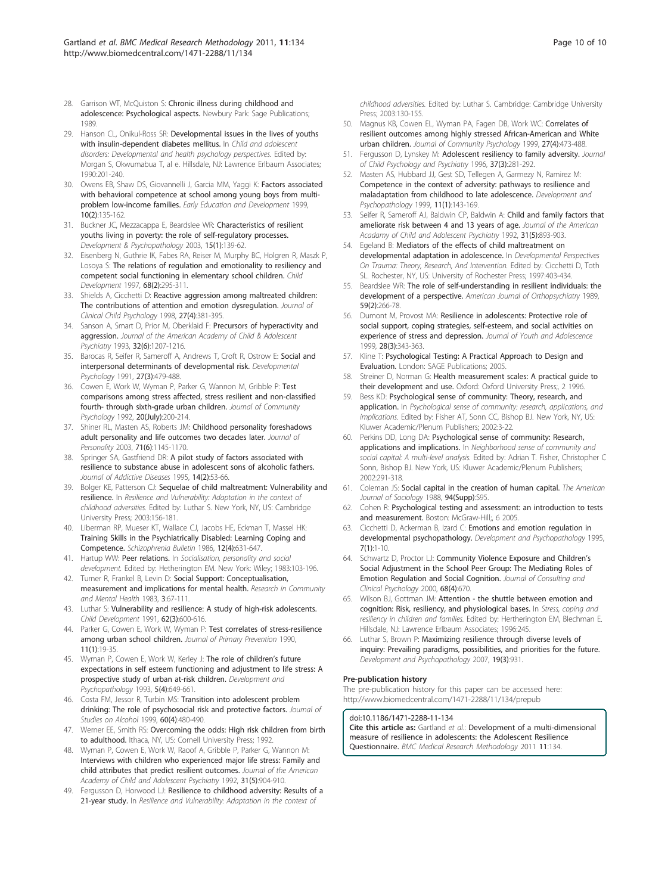28. Garrison WT, McQuiston S: **Chronic illness during childhood and adolescence: Psychological aspects.** Newbury Park: Sage Publications; 1989.
29. Hanson CL, Onikul-Ross SR: **Developmental issues in the lives of youths with insulin-dependent diabetes mellitus.** In *Child and adolescent disorders: Developmental and health psychology perspectives.* Edited by: Morgan S, Okwumabua T, al e. Hillsdale, NJ: Lawrence Erlbaum Associates; 1990:201-240.
30. Owens EB, Shaw DS, Giovannelli J, Garcia MM, Yaggi K: **Factors associated with behavioral competence at school among young boys from multi-problem low-income families.** *Early Education and Development* 1999, **10(2)**:135-162.
31. Buckner JC, Mezzacappa E, Beardslee WR: **Characteristics of resilient youths living in poverty: the role of self-regulatory processes.** *Development & Psychopathology* 2003, **15(1)**:139-62.
32. Eisenberg N, Guthrie IK, Fabes RA, Reiser M, Murphy BC, Holgren R, Maszk P, Losoya S: **The relations of regulation and emotionality to resiliency and competent social functioning in elementary school children.** *Child Development* 1997, **68(2)**:295-311.
33. Shields A, Cicchetti D: **Reactive aggression among maltreated children: The contributions of attention and emotion dysregulation.** *Journal of Clinical Child Psychology* 1998, **27(4)**:381-395.
34. Sanson A, Smart D, Prior M, Oberklaid F: **Precursors of hyperactivity and aggression.** *Journal of the American Academy of Child & Adolescent Psychiatry* 1993, **32(6)**:1207-1216.
35. Barocas R, Seifer R, Sameroff A, Andrews T, Croft R, Ostrow E: **Social and interpersonal determinants of developmental risk.** *Developmental Psychology* 1991, **27(3)**:479-488.
36. Cowen E, Work W, Wyman P, Parker G, Wannon M, Gribble P: **Test comparisons among stress affected, stress resilient and non-classified fourth- through sixth-grade urban children.** *Journal of Community Psychology* 1992, **20(July)**:200-214.
37. Shiner RL, Masten AS, Roberts JM: **Childhood personality foreshadows adult personality and life outcomes two decades later.** *Journal of Personality* 2003, **71(6)**:1145-1170.
38. Springer SA, Gastfriend DR: **A pilot study of factors associated with resilience to substance abuse in adolescent sons of alcoholic fathers.** *Journal of Addictive Diseases* 1995, **14(2)**:53-66.
39. Bolger KE, Patterson CJ: **Sequelae of child maltreatment: Vulnerability and resilience.** In *Resilience and Vulnerability: Adaptation in the context of childhood adversities.* Edited by: Luthar S. New York, NY, US: Cambridge University Press; 2003:156-181.
40. Liberman RP, Mueser KT, Wallace CJ, Jacobs HE, Eckman T, Massel HK: **Training Skills in the Psychiatrically Disabled: Learning Coping and Competence.** *Schizophrenia Bulletin* 1986, **12(4)**:631-647.
41. Hartup WW: **Peer relations.** In *Socialisation, personality and social development.* Edited by: Hetherington EM. New York: Wiley; 1983:103-196.
42. Turner R, Frankel B, Levin D: **Social Support: Conceptualisation, measurement and implications for mental health.** *Research in Community and Mental Health* 1983, **3**:67-111.
43. Luthar S: **Vulnerability and resilience: A study of high-risk adolescents.** *Child Development* 1991, **62(3)**:600-616.
44. Parker G, Cowen E, Work W, Wyman P: **Test correlates of stress-resilience among urban school children.** *Journal of Primary Prevention* 1990, **11(1)**:19-35.
45. Wyman P, Cowen E, Work W, Kerley J: **The role of children's future expectations in self esteem functioning and adjustment to life stress: A prospective study of urban at-risk children.** *Development and Psychopathology* 1993, **5(4)**:649-661.
46. Costa FM, Jessor R, Turbin MS: **Transition into adolescent problem drinking: The role of psychosocial risk and protective factors.** *Journal of Studies on Alcohol* 1999, **60(4)**:480-490.
47. Werner EE, Smith RS: **Overcoming the odds: High risk children from birth to adulthood.** Ithaca, NY, US: Cornell University Press; 1992.
48. Wyman P, Cowen E, Work W, Raoof A, Gribble P, Parker G, Wannon M: **Interviews with children who experienced major life stress: Family and child attributes that predict resilient outcomes.** *Journal of the American Academy of Child and Adolescent Psychiatry* 1992, **31(5)**:904-910.
49. Fergusson D, Horwood LJ: **Resilience to childhood adversity: Results of a 21-year study.** In *Resilience and Vulnerability: Adaptation in the context of childhood adversities.* Edited by: Luthar S. Cambridge: Cambridge University Press; 2003:130-155.
50. Magnus KB, Cowen EL, Wyman PA, Fagen DB, Work WC: **Correlates of resilient outcomes among highly stressed African-American and White urban children.** *Journal of Community Psychology* 1999, **27(4)**:473-488.
51. Fergusson D, Lynskey M: **Adolescent resiliency to family adversity.** *Journal of Child Psychology and Psychiatry* 1996, **37(3)**:281-292.
52. Masten AS, Hubbard JJ, Gest SD, Tellegen A, Garmezy N, Ramirez M: **Competence in the context of adversity: pathways to resilience and maladaptation from childhood to late adolescence.** *Development and Psychopathology* 1999, **11(1)**:143-169.
53. Seifer R, Sameroff AJ, Baldwin CP, Baldwin A: **Child and family factors that ameliorate risk between 4 and 13 years of age.** *Journal of the American Acadamy of Child and Adolescent Psychiatry* 1992, **31(5)**:893-903.
54. Egeland B: **Mediators of the effects of child maltreatment on developmental adaptation in adolescence.** In *Developmental Perspectives On Trauma: Theory, Research, And Intervention.* Edited by: Cicchetti D, Toth SL. Rochester, NY, US: University of Rochester Press; 1997:403-434.
55. Beardslee WR: **The role of self-understanding in resilient individuals: the development of a perspective.** *American Journal of Orthopsychiatry* 1989, **59(2)**:266-78.
56. Dumont M, Provost MA: **Resilience in adolescents: Protective role of social support, coping strategies, self-esteem, and social activities on experience of stress and depression.** *Journal of Youth and Adolescence* 1999, **28(3)**:343-363.
57. Kline T: **Psychological Testing: A Practical Approach to Design and Evaluation.** London: SAGE Publications; 2005.
58. Streiner D, Norman G: **Health measurement scales: A practical guide to their development and use.** Oxford: Oxford University Press;, 2 1996.
59. Bess KD: **Psychological sense of community: Theory, research, and application.** In *Psychological sense of community: research, applications, and implications.* Edited by: Fisher AT, Sonn CC, Bishop BJ. New York, NY, US: Kluwer Academic/Plenum Publishers; 2002:3-22.
60. Perkins DD, Long DA: **Psychological sense of community: Research, applications and implications.** In *Neighborhood sense of community and social capital: A multi-level analysis.* Edited by: Adrian T. Fisher, Christopher C Sonn, Bishop BJ. New York, US: Kluwer Academic/Plenum Publishers; 2002:291-318.
61. Coleman JS: **Social capital in the creation of human capital.** *The American Journal of Sociology* 1988, **94(Supp)**:S95.
62. Cohen R: **Psychological testing and assessment: an introduction to tests and measurement.** Boston: McGraw-Hill;, 6 2005.
63. Cicchetti D, Ackerman B, Izard C: **Emotions and emotion regulation in developmental psychopathology.** *Development and Psychopathology* 1995, **7(1)**:1-10.
64. Schwartz D, Proctor LJ: **Community Violence Exposure and Children's Social Adjustment in the School Peer Group: The Mediating Roles of Emotion Regulation and Social Cognition.** *Journal of Consulting and Clinical Psychology* 2000, **68(4)**:670.
65. Wilson BJ, Gottman JM: **Attention - the shuttle between emotion and cognition: Risk, resiliency, and physiological bases.** In *Stress, coping and resiliency in children and families.* Edited by: Hertherington EM, Blechman E. Hillsdale, NJ: Lawrence Erlbaum Associates; 1996:245.
66. Luthar S, Brown P: **Maximizing resilience through diverse levels of inquiry: Prevailing paradigms, possibilities, and priorities for the future.** *Development and Psychopathology* 2007, **19(3)**:931.

## Pre-publication history

The pre-publication history for this paper can be accessed here:
http://www.biomedcentral.com/1471-2288/11/134/prepub

doi:10.1186/1471-2288-11-134

**Cite this article as:** Gartland *et al.*: Development of a multi-dimensional measure of resilience in adolescents: the Adolescent Resilience Questionnaire. *BMC Medical Research Methodology* 2011 **11**:134.